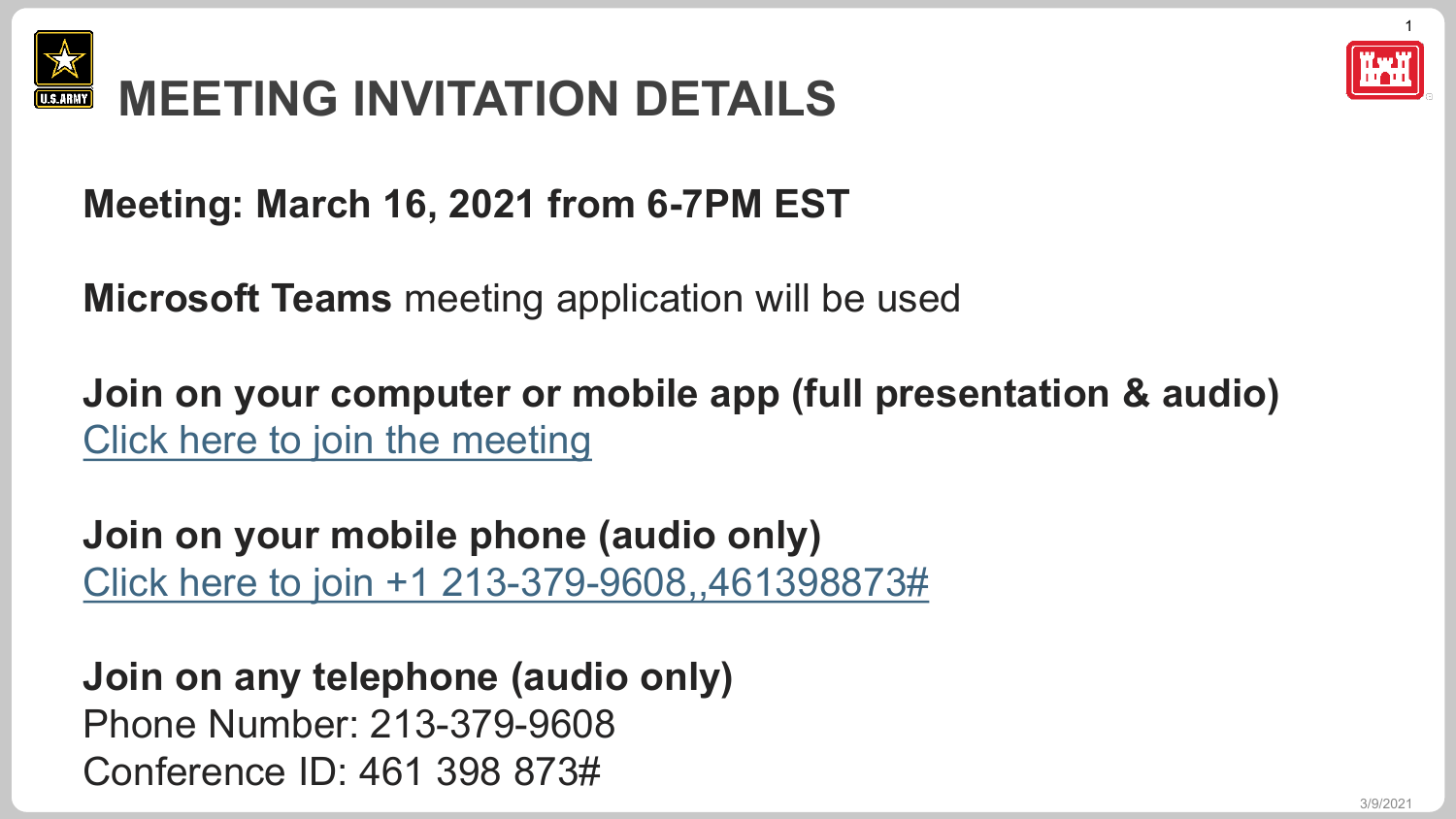# MEETING INVITATION DETAILS

**Meeting: March 16, 2021 from 6-7PM EST**

**Microsoft Teams** meeting application will be used

**Join on your computer or mobile app (full presentation & audio)**
Click here to join the meeting

**Join on your mobile phone (audio only)**
Click here to join +1 213-379-9608,,461398873#

**Join on any telephone (audio only)**
Phone Number: 213-379-9608
Conference ID: 461 398 873#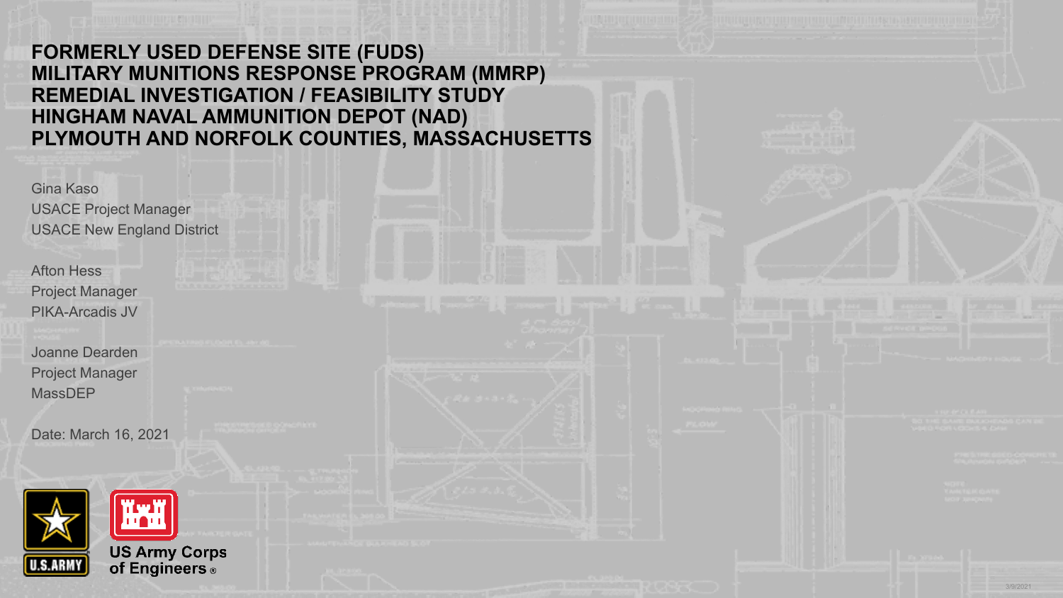# FORMERLY USED DEFENSE SITE (FUDS)
# MILITARY MUNITIONS RESPONSE PROGRAM (MMRP)
# REMEDIAL INVESTIGATION / FEASIBILITY STUDY
# HINGHAM NAVAL AMMUNITION DEPOT (NAD)
# PLYMOUTH AND NORFOLK COUNTIES, MASSACHUSETTS

Gina Kaso
USACE Project Manager
USACE New England District

Afton Hess
Project Manager
PIKA-Arcadis JV

Joanne Dearden
Project Manager
MassDEP

Date: March 16, 2021

U.S.ARMY

US Army Corps of Engineers®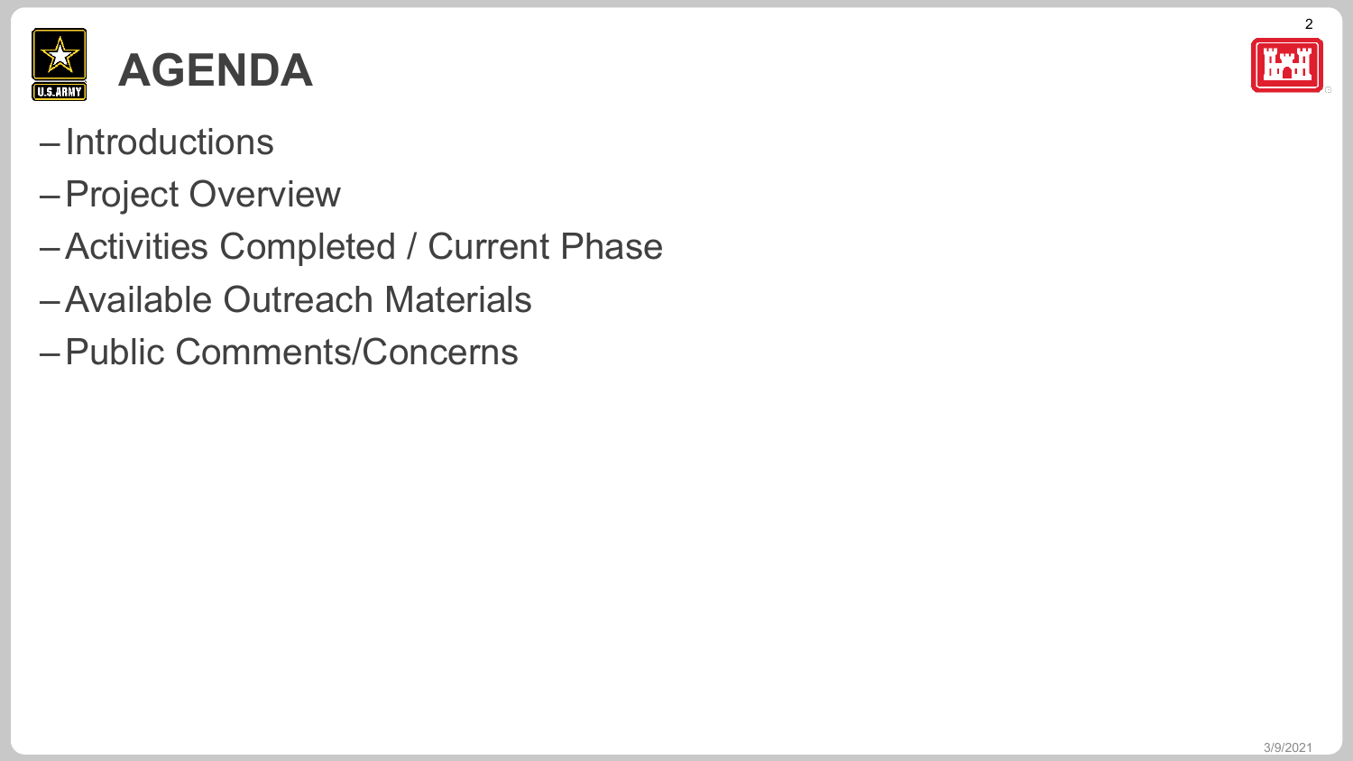# AGENDA

- Introductions
- Project Overview
- Activities Completed / Current Phase
- Available Outreach Materials
- Public Comments/Concerns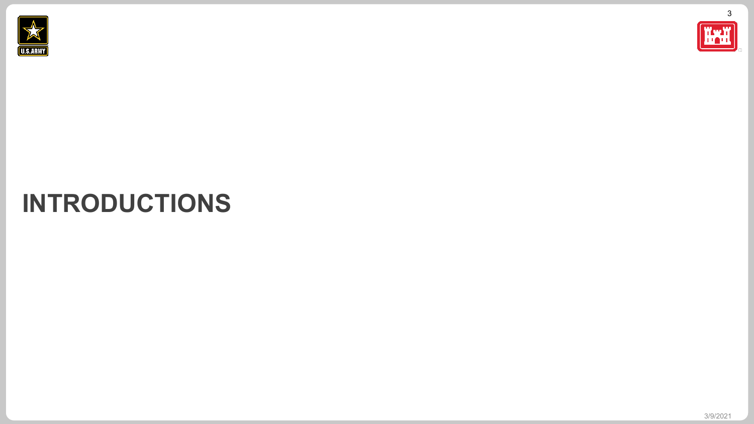# INTRODUCTIONS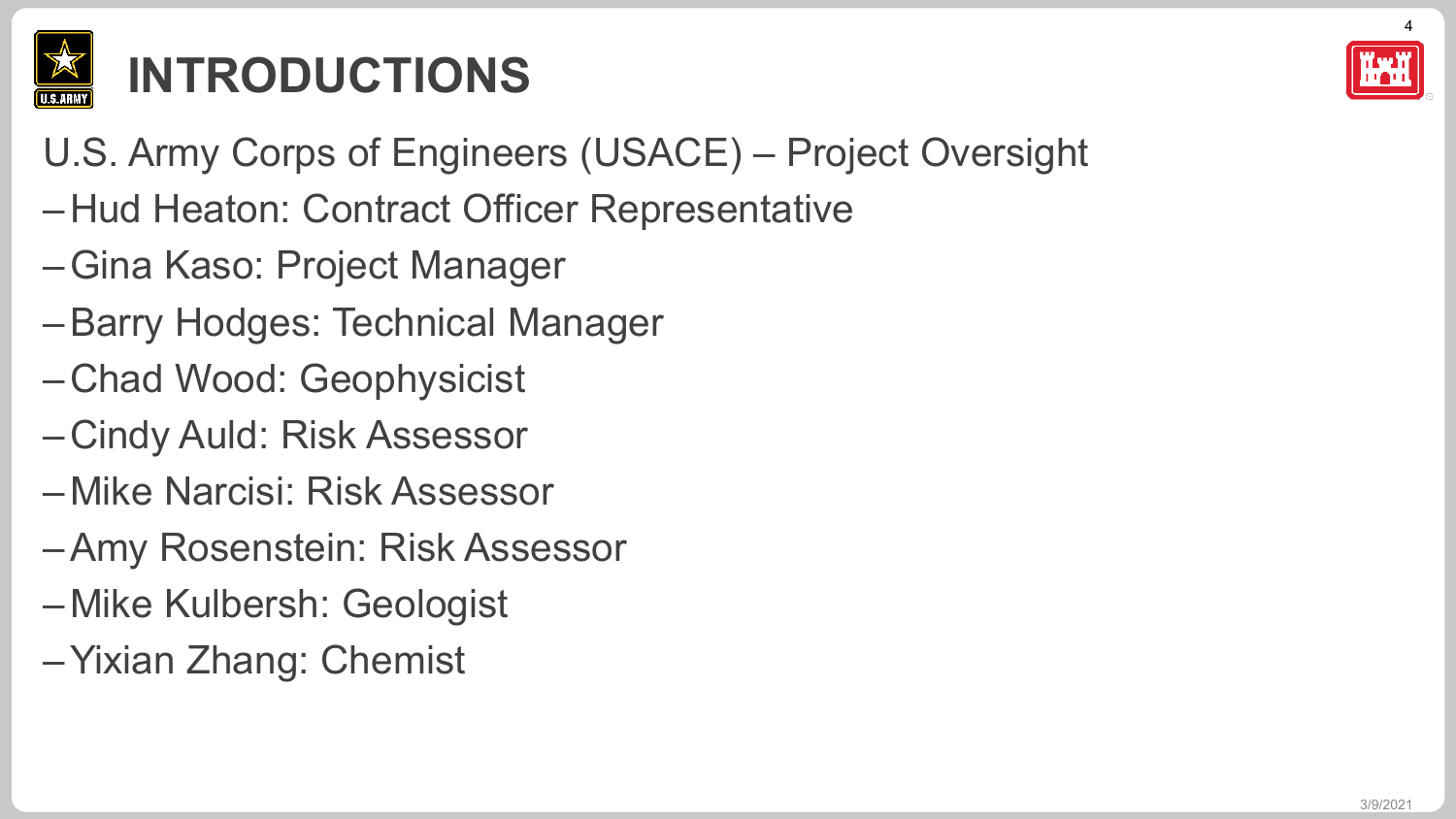# INTRODUCTIONS

U.S. Army Corps of Engineers (USACE) – Project Oversight

- Hud Heaton: Contract Officer Representative
- Gina Kaso: Project Manager
- Barry Hodges: Technical Manager
- Chad Wood: Geophysicist
- Cindy Auld: Risk Assessor
- Mike Narcisi: Risk Assessor
- Amy Rosenstein: Risk Assessor
- Mike Kulbersh: Geologist
- Yixian Zhang: Chemist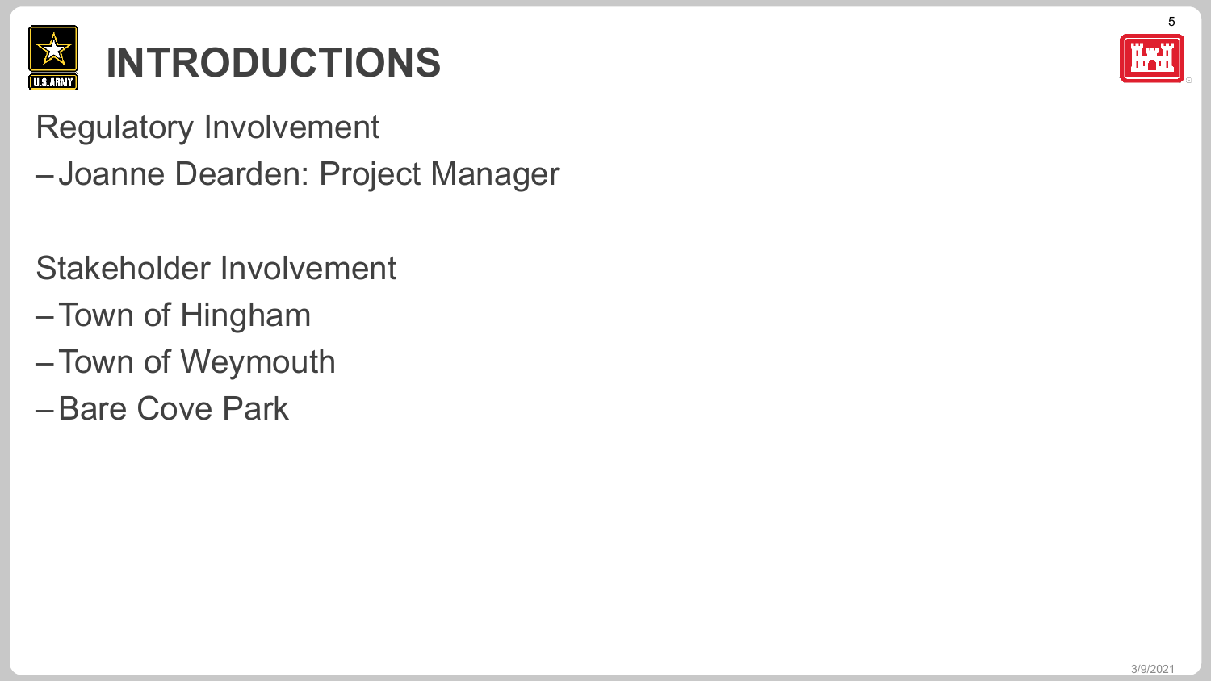# INTRODUCTIONS

Regulatory Involvement

- Joanne Dearden: Project Manager

Stakeholder Involvement

- Town of Hingham
- Town of Weymouth
- Bare Cove Park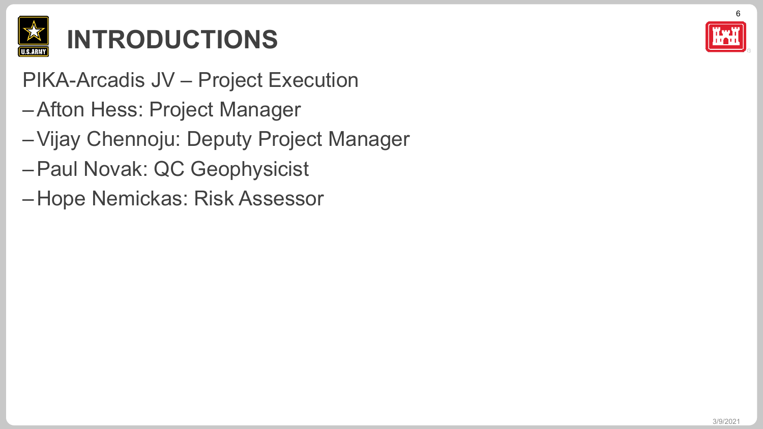# INTRODUCTIONS

PIKA-Arcadis JV – Project Execution

- Afton Hess: Project Manager
- Vijay Chennoju: Deputy Project Manager
- Paul Novak: QC Geophysicist
- Hope Nemickas: Risk Assessor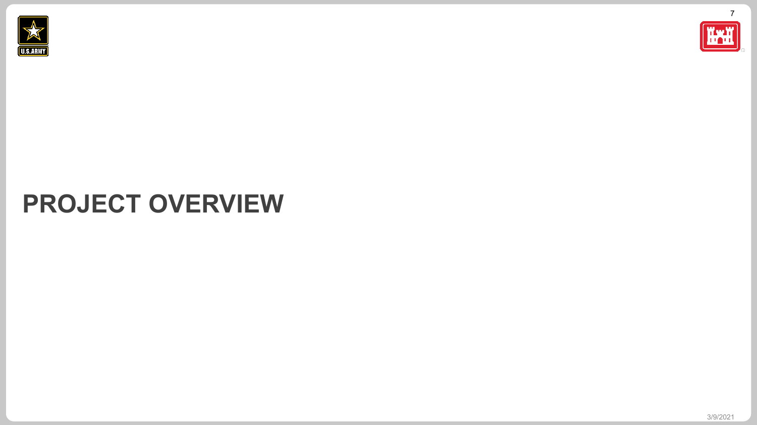# PROJECT OVERVIEW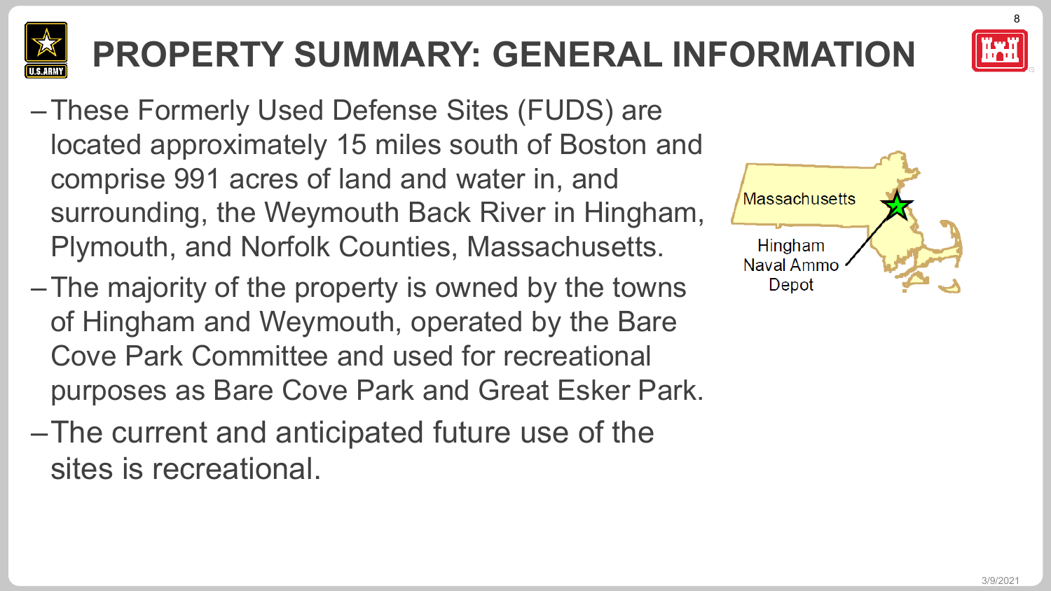# PROPERTY SUMMARY: GENERAL INFORMATION

- These Formerly Used Defense Sites (FUDS) are located approximately 15 miles south of Boston and comprise 991 acres of land and water in, and surrounding, the Weymouth Back River in Hingham, Plymouth, and Norfolk Counties, Massachusetts.
- The majority of the property is owned by the towns of Hingham and Weymouth, operated by the Bare Cove Park Committee and used for recreational purposes as Bare Cove Park and Great Esker Park.
- The current and anticipated future use of the sites is recreational.

Massachusetts

Hingham Naval Ammo Depot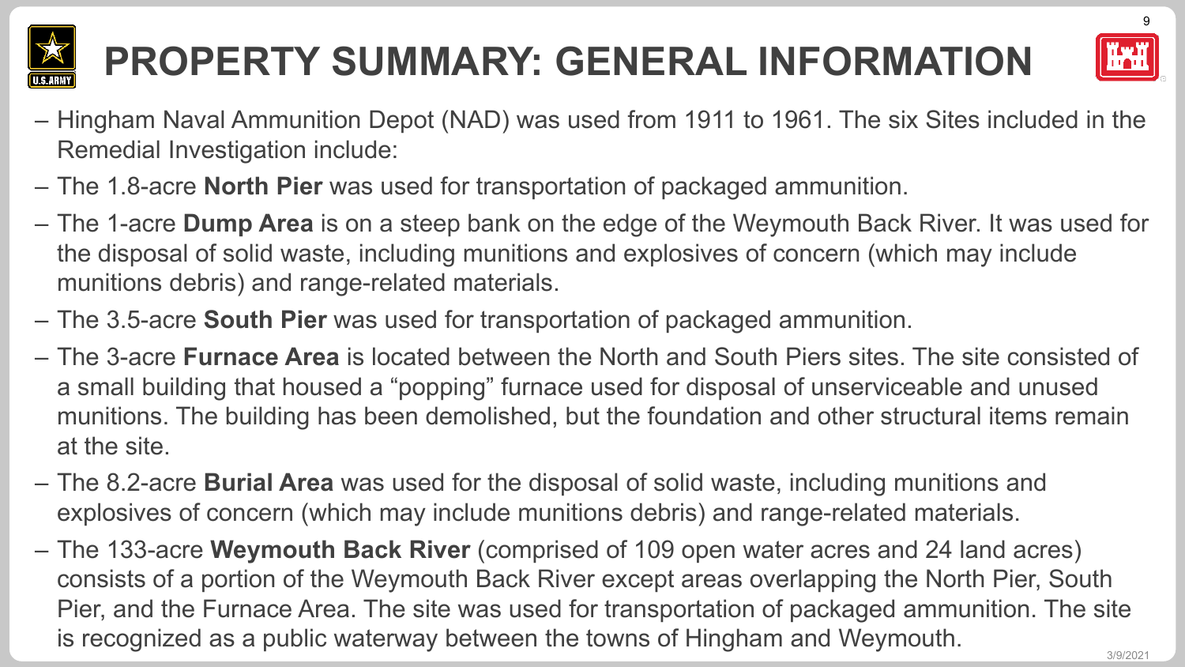# PROPERTY SUMMARY: GENERAL INFORMATION

- Hingham Naval Ammunition Depot (NAD) was used from 1911 to 1961. The six Sites included in the Remedial Investigation include:
- The 1.8-acre **North Pier** was used for transportation of packaged ammunition.
- The 1-acre **Dump Area** is on a steep bank on the edge of the Weymouth Back River. It was used for the disposal of solid waste, including munitions and explosives of concern (which may include munitions debris) and range-related materials.
- The 3.5-acre **South Pier** was used for transportation of packaged ammunition.
- The 3-acre **Furnace Area** is located between the North and South Piers sites. The site consisted of a small building that housed a "popping" furnace used for disposal of unserviceable and unused munitions. The building has been demolished, but the foundation and other structural items remain at the site.
- The 8.2-acre **Burial Area** was used for the disposal of solid waste, including munitions and explosives of concern (which may include munitions debris) and range-related materials.
- The 133-acre **Weymouth Back River** (comprised of 109 open water acres and 24 land acres) consists of a portion of the Weymouth Back River except areas overlapping the North Pier, South Pier, and the Furnace Area. The site was used for transportation of packaged ammunition. The site is recognized as a public waterway between the towns of Hingham and Weymouth.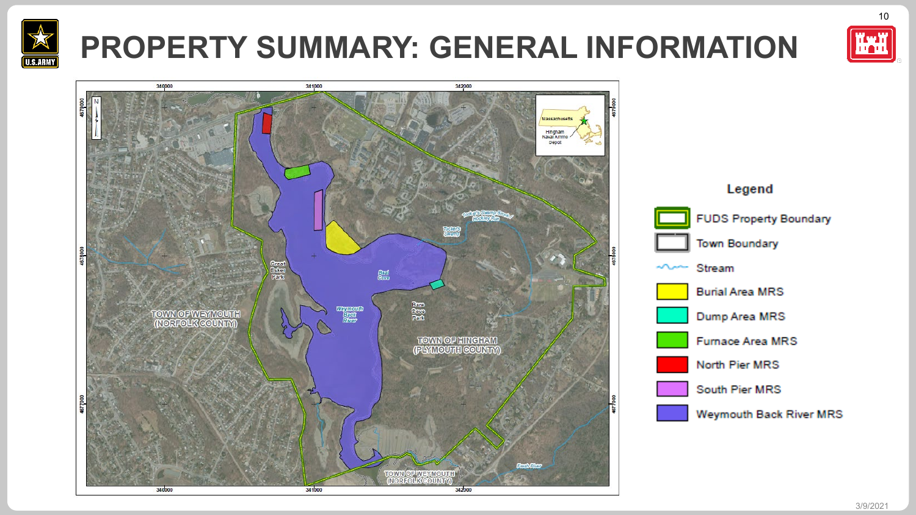# PROPERTY SUMMARY: GENERAL INFORMATION

340000
341000
342000
4678000
4677000
4676000

Massachusetts
Hingham Naval Ammo Depot

Turkey Swamp Brook / Hockley Run
Tuckers Swamp
Great Esker Park
Back Cove
Weymouth Back River
Bare Cove Park
TOWN OF WEYMOUTH (NORFOLK COUNTY)
TOWN OF HINGHAM (PLYMOUTH COUNTY)
TOWN OF WEYMOUTH (NORFOLK COUNTY)
Fresh River

**Legend**

- FUDS Property Boundary
- Town Boundary
- Stream
- Burial Area MRS
- Dump Area MRS
- Furnace Area MRS
- North Pier MRS
- South Pier MRS
- Weymouth Back River MRS

3/9/2021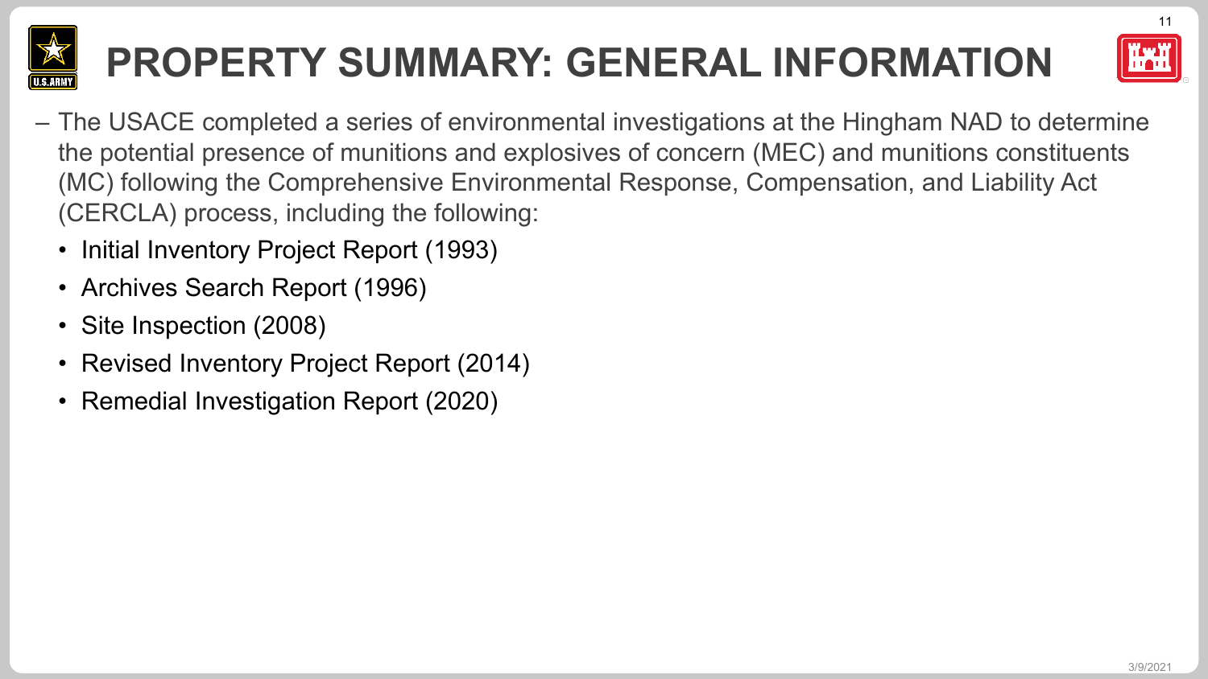# PROPERTY SUMMARY: GENERAL INFORMATION

- The USACE completed a series of environmental investigations at the Hingham NAD to determine the potential presence of munitions and explosives of concern (MEC) and munitions constituents (MC) following the Comprehensive Environmental Response, Compensation, and Liability Act (CERCLA) process, including the following:
  - Initial Inventory Project Report (1993)
  - Archives Search Report (1996)
  - Site Inspection (2008)
  - Revised Inventory Project Report (2014)
  - Remedial Investigation Report (2020)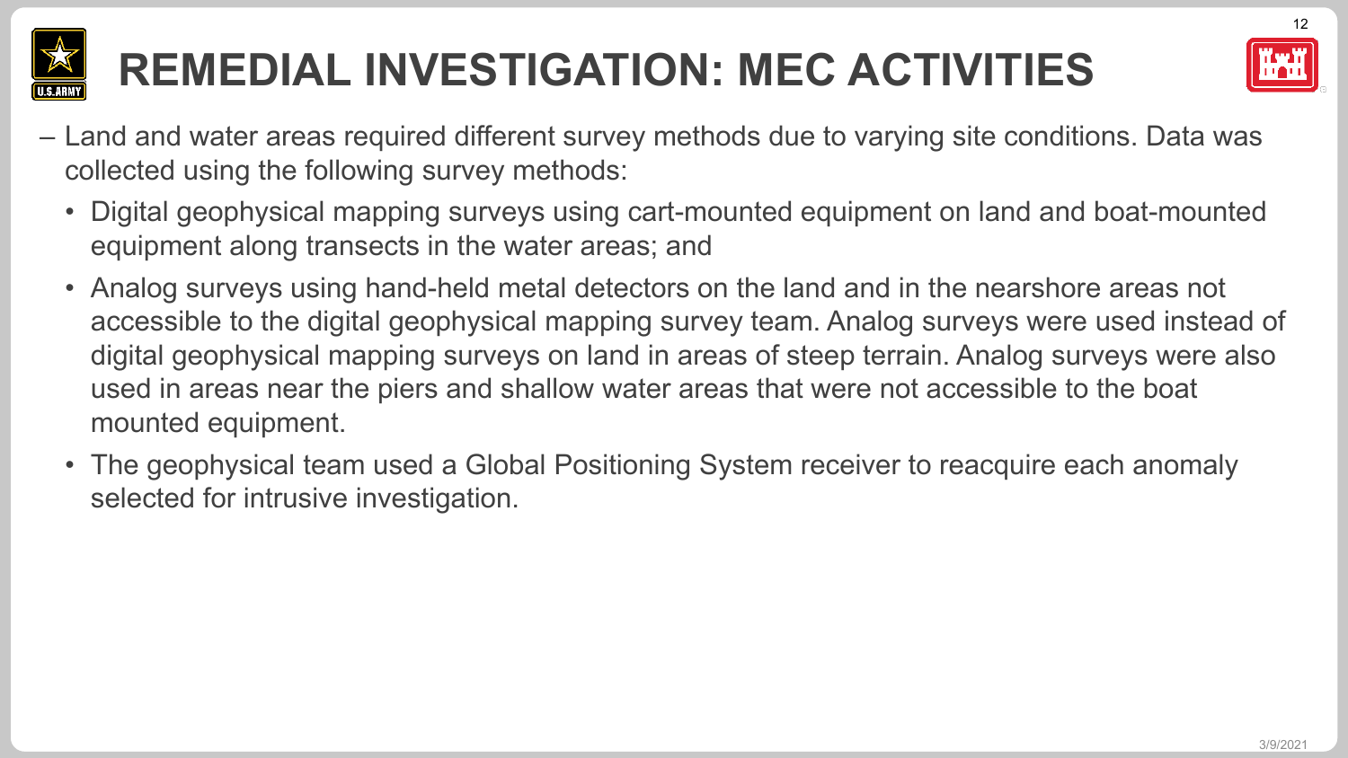# REMEDIAL INVESTIGATION: MEC ACTIVITIES

- Land and water areas required different survey methods due to varying site conditions. Data was collected using the following survey methods:
  - Digital geophysical mapping surveys using cart-mounted equipment on land and boat-mounted equipment along transects in the water areas; and
  - Analog surveys using hand-held metal detectors on the land and in the nearshore areas not accessible to the digital geophysical mapping survey team. Analog surveys were used instead of digital geophysical mapping surveys on land in areas of steep terrain. Analog surveys were also used in areas near the piers and shallow water areas that were not accessible to the boat mounted equipment.
  - The geophysical team used a Global Positioning System receiver to reacquire each anomaly selected for intrusive investigation.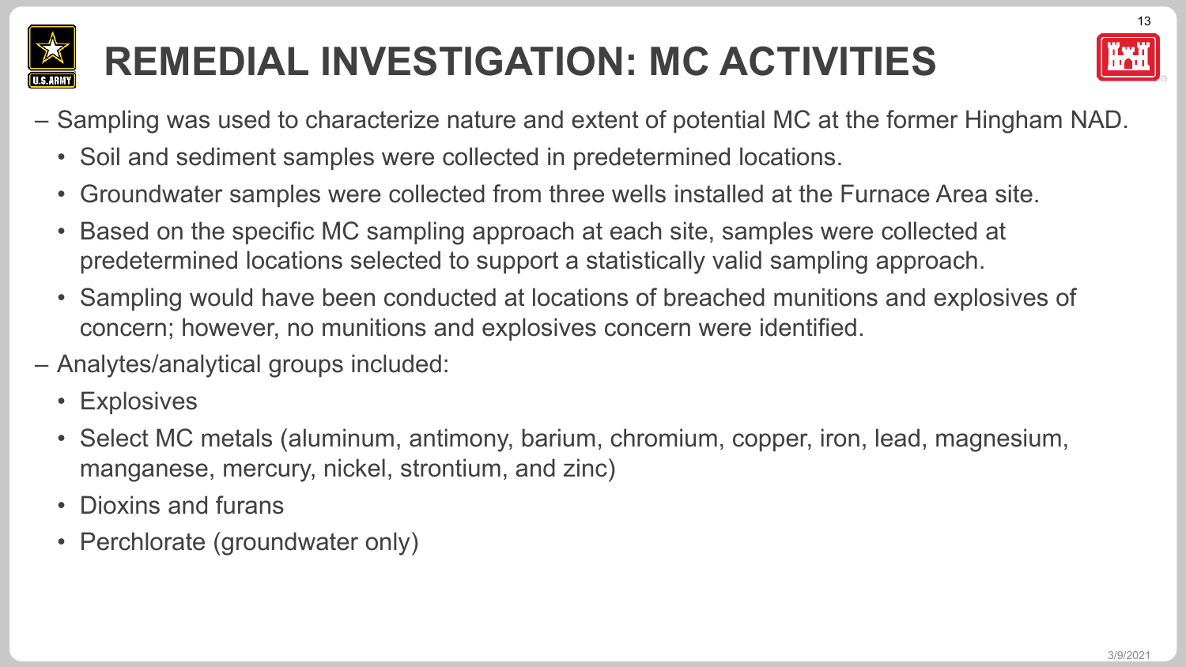# REMEDIAL INVESTIGATION: MC ACTIVITIES

- Sampling was used to characterize nature and extent of potential MC at the former Hingham NAD.
  - Soil and sediment samples were collected in predetermined locations.
  - Groundwater samples were collected from three wells installed at the Furnace Area site.
  - Based on the specific MC sampling approach at each site, samples were collected at predetermined locations selected to support a statistically valid sampling approach.
  - Sampling would have been conducted at locations of breached munitions and explosives of concern; however, no munitions and explosives concern were identified.
- Analytes/analytical groups included:
  - Explosives
  - Select MC metals (aluminum, antimony, barium, chromium, copper, iron, lead, magnesium, manganese, mercury, nickel, strontium, and zinc)
  - Dioxins and furans
  - Perchlorate (groundwater only)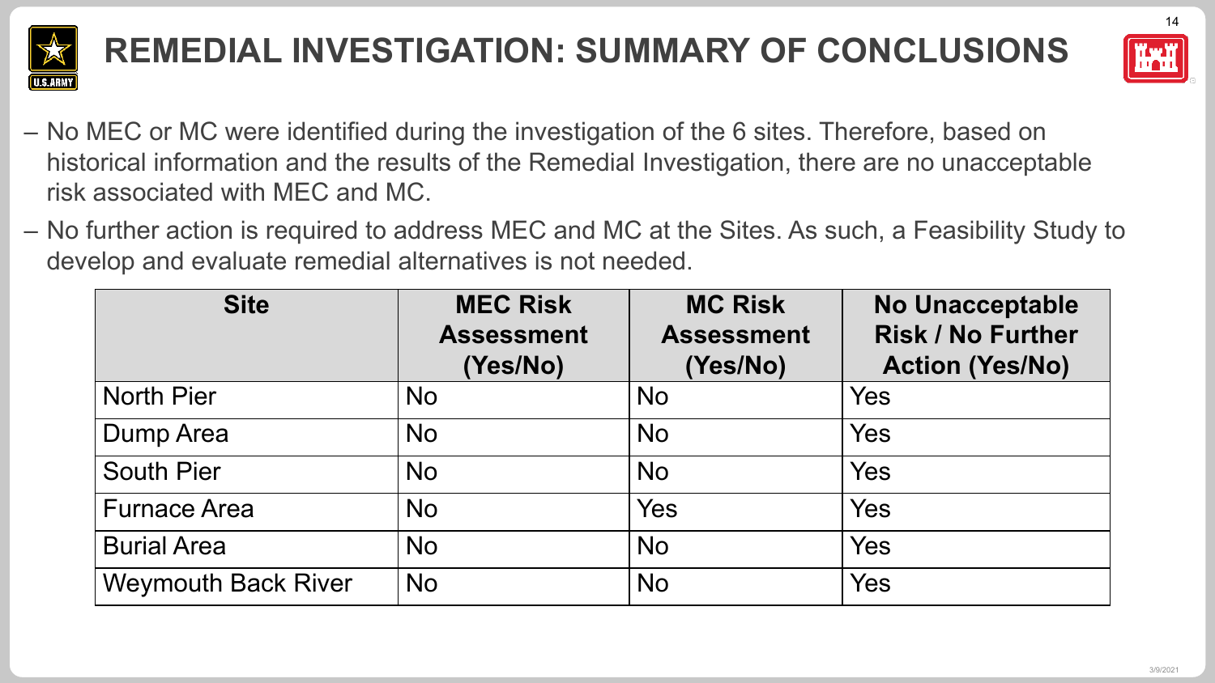# REMEDIAL INVESTIGATION: SUMMARY OF CONCLUSIONS

- No MEC or MC were identified during the investigation of the 6 sites. Therefore, based on historical information and the results of the Remedial Investigation, there are no unacceptable risk associated with MEC and MC.
- No further action is required to address MEC and MC at the Sites. As such, a Feasibility Study to develop and evaluate remedial alternatives is not needed.

| Site | MEC Risk Assessment (Yes/No) | MC Risk Assessment (Yes/No) | No Unacceptable Risk / No Further Action (Yes/No) |
|---|---|---|---|
| North Pier | No | No | Yes |
| Dump Area | No | No | Yes |
| South Pier | No | No | Yes |
| Furnace Area | No | Yes | Yes |
| Burial Area | No | No | Yes |
| Weymouth Back River | No | No | Yes |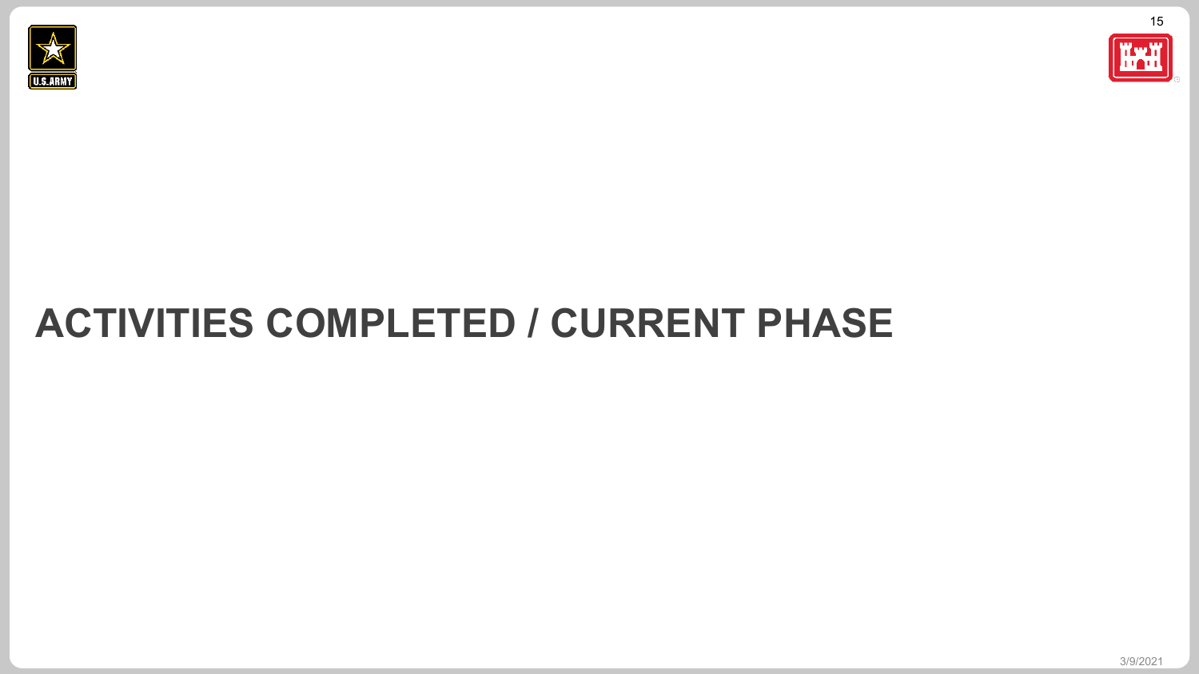# ACTIVITIES COMPLETED / CURRENT PHASE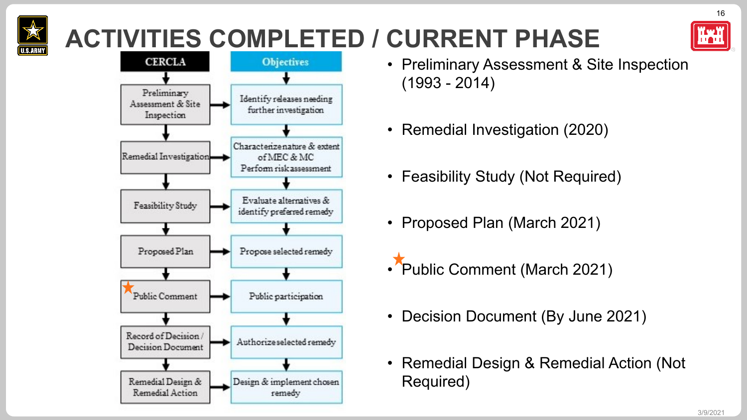# ACTIVITIES COMPLETED / CURRENT PHASE

| CERCLA | Objectives |
| --- | --- |
| Preliminary Assessment & Site Inspection | Identify releases needing further investigation |
| Remedial Investigation | Characterize nature & extent of MEC & MC Perform risk assessment |
| Feasibility Study | Evaluate alternatives & identify preferred remedy |
| Proposed Plan | Propose selected remedy |
| ★ Public Comment | Public participation |
| Record of Decision / Decision Document | Authorize selected remedy |
| Remedial Design & Remedial Action | Design & implement chosen remedy |

- Preliminary Assessment & Site Inspection (1993 - 2014)
- Remedial Investigation (2020)
- Feasibility Study (Not Required)
- Proposed Plan (March 2021)
- ★ Public Comment (March 2021)
- Decision Document (By June 2021)
- Remedial Design & Remedial Action (Not Required)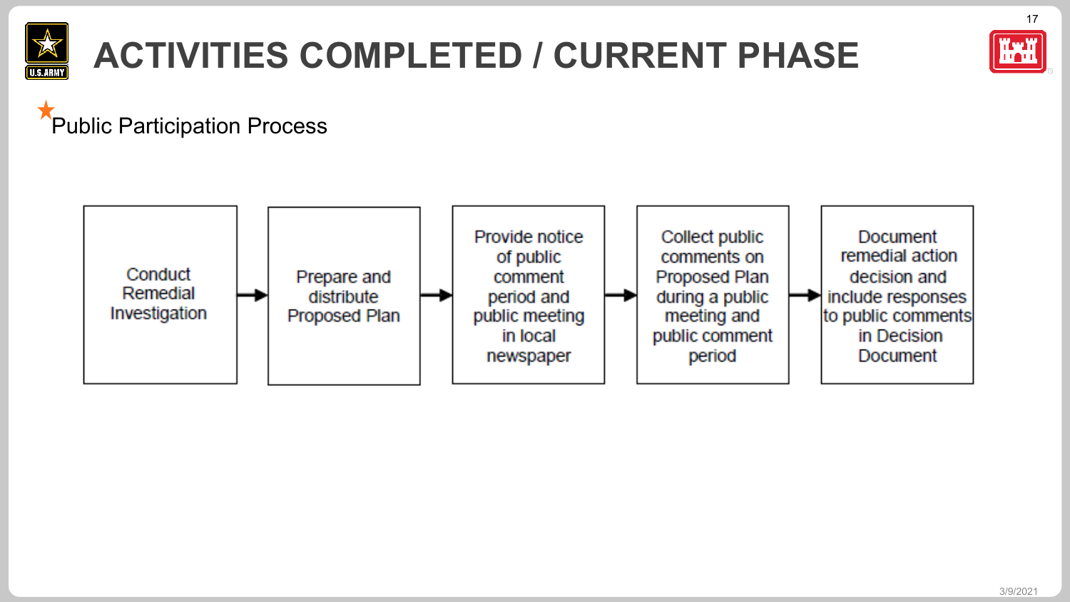# ACTIVITIES COMPLETED / CURRENT PHASE

Public Participation Process

Conduct Remedial Investigation → Prepare and distribute Proposed Plan → Provide notice of public comment period and public meeting in local newspaper → Collect public comments on Proposed Plan during a public meeting and public comment period → Document remedial action decision and include responses to public comments in Decision Document

3/9/2021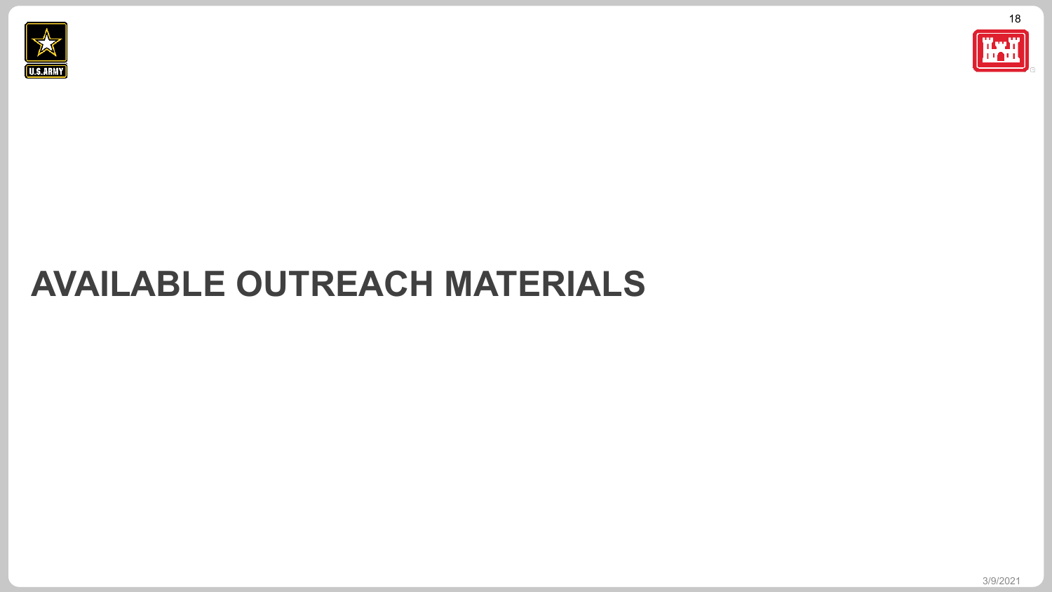# AVAILABLE OUTREACH MATERIALS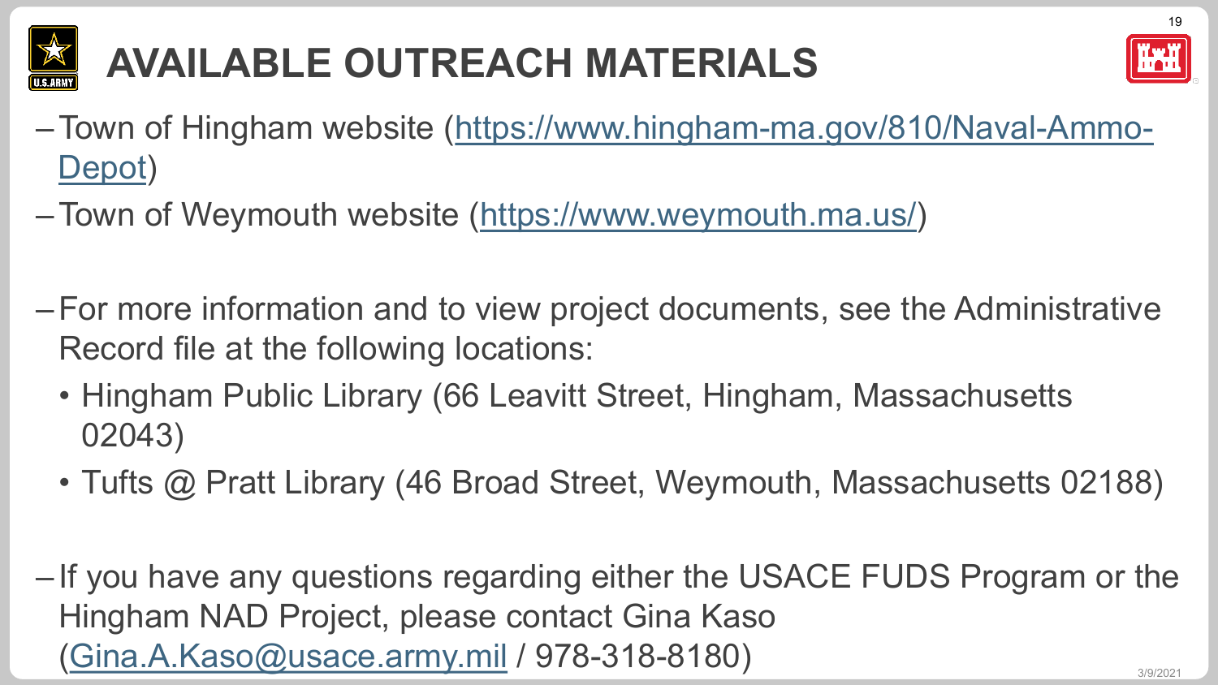# AVAILABLE OUTREACH MATERIALS

- Town of Hingham website (https://www.hingham-ma.gov/810/Naval-Ammo-Depot)
- Town of Weymouth website (https://www.weymouth.ma.us/)

- For more information and to view project documents, see the Administrative Record file at the following locations:
  - Hingham Public Library (66 Leavitt Street, Hingham, Massachusetts 02043)
  - Tufts @ Pratt Library (46 Broad Street, Weymouth, Massachusetts 02188)

- If you have any questions regarding either the USACE FUDS Program or the Hingham NAD Project, please contact Gina Kaso (Gina.A.Kaso@usace.army.mil / 978-318-8180)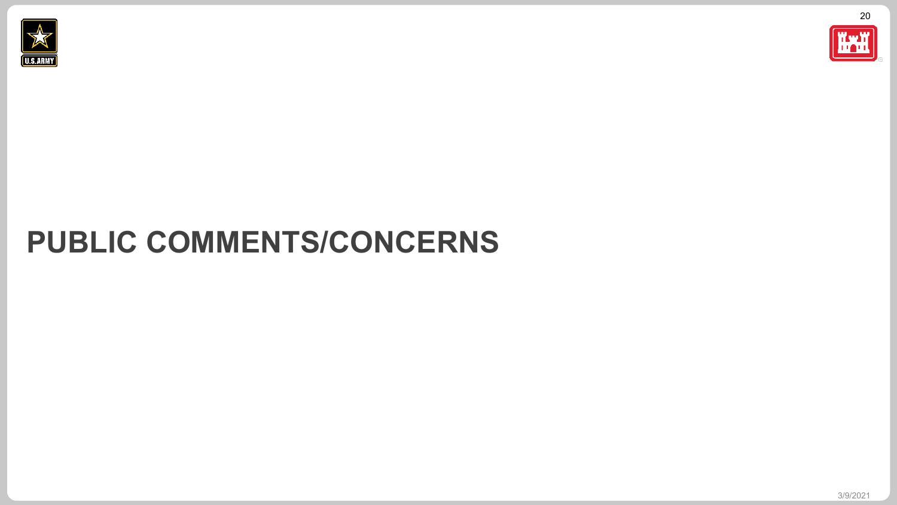# PUBLIC COMMENTS/CONCERNS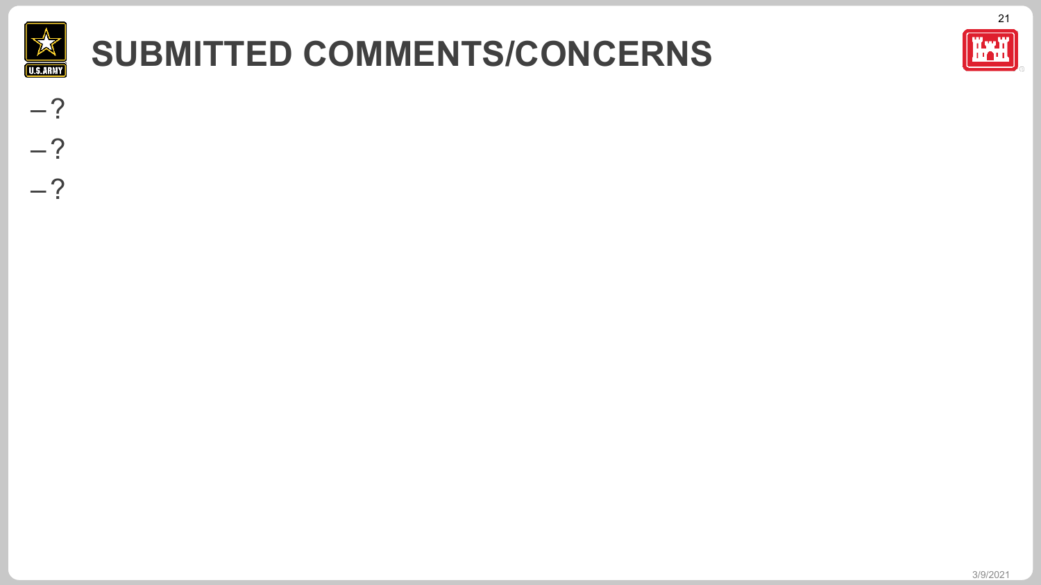# SUBMITTED COMMENTS/CONCERNS

- ?
- ?
- ?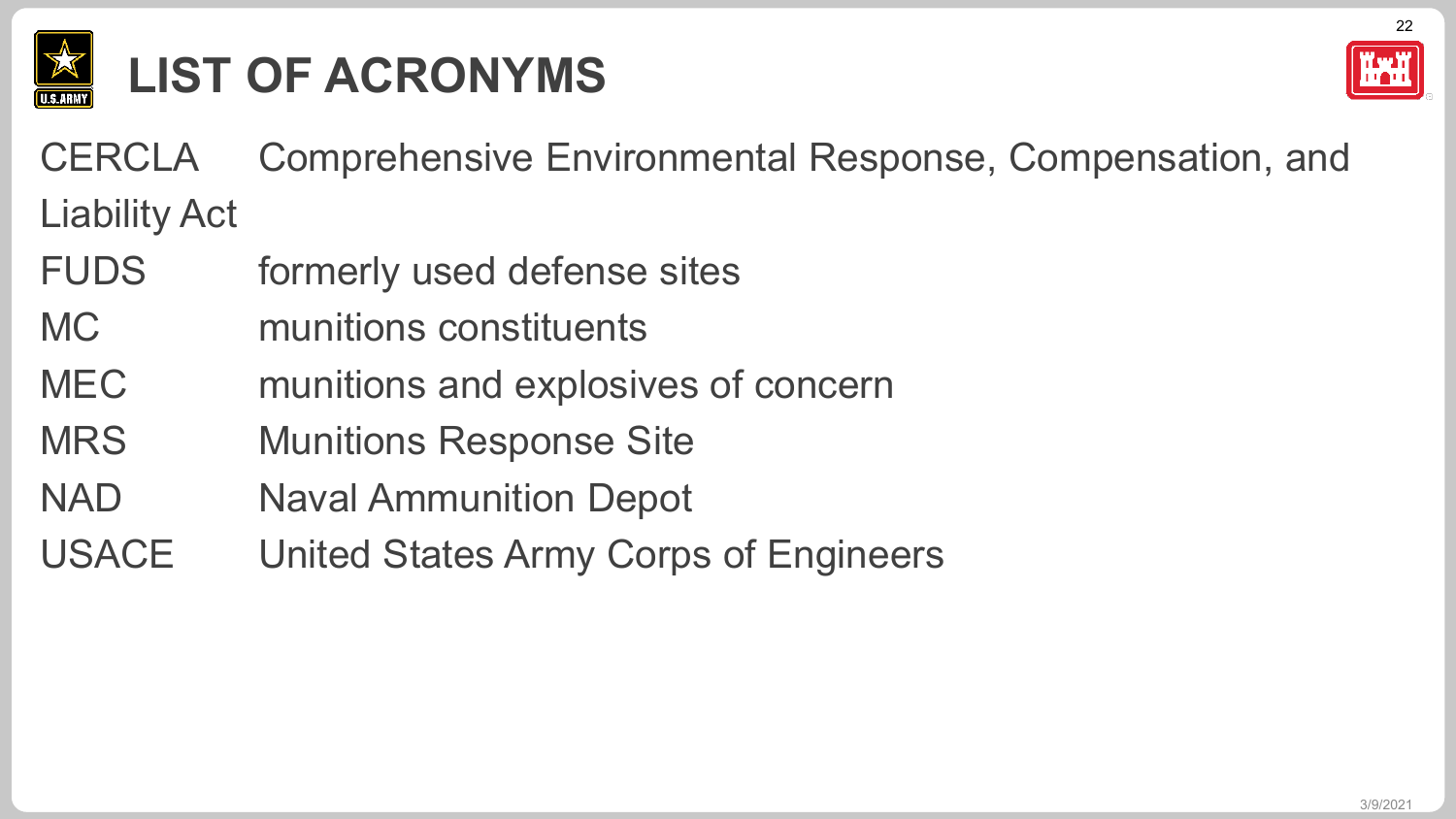# LIST OF ACRONYMS

| | |
|---|---|
| CERCLA | Comprehensive Environmental Response, Compensation, and Liability Act |
| FUDS | formerly used defense sites |
| MC | munitions constituents |
| MEC | munitions and explosives of concern |
| MRS | Munitions Response Site |
| NAD | Naval Ammunition Depot |
| USACE | United States Army Corps of Engineers |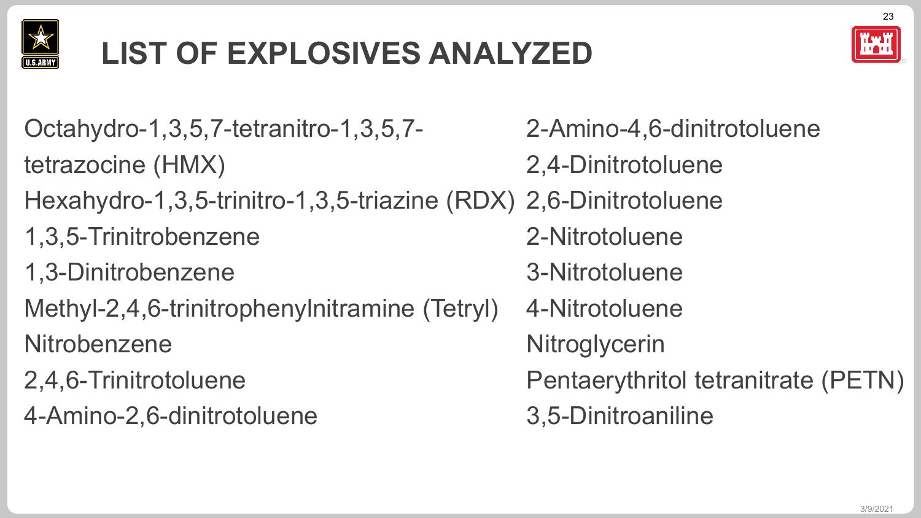# LIST OF EXPLOSIVES ANALYZED

- Octahydro-1,3,5,7-tetranitro-1,3,5,7-tetrazocine (HMX)
- Hexahydro-1,3,5-trinitro-1,3,5-triazine (RDX)
- 1,3,5-Trinitrobenzene
- 1,3-Dinitrobenzene
- Methyl-2,4,6-trinitrophenylnitramine (Tetryl)
- Nitrobenzene
- 2,4,6-Trinitrotoluene
- 4-Amino-2,6-dinitrotoluene
- 2-Amino-4,6-dinitrotoluene
- 2,4-Dinitrotoluene
- 2,6-Dinitrotoluene
- 2-Nitrotoluene
- 3-Nitrotoluene
- 4-Nitrotoluene
- Nitroglycerin
- Pentaerythritol tetranitrate (PETN)
- 3,5-Dinitroaniline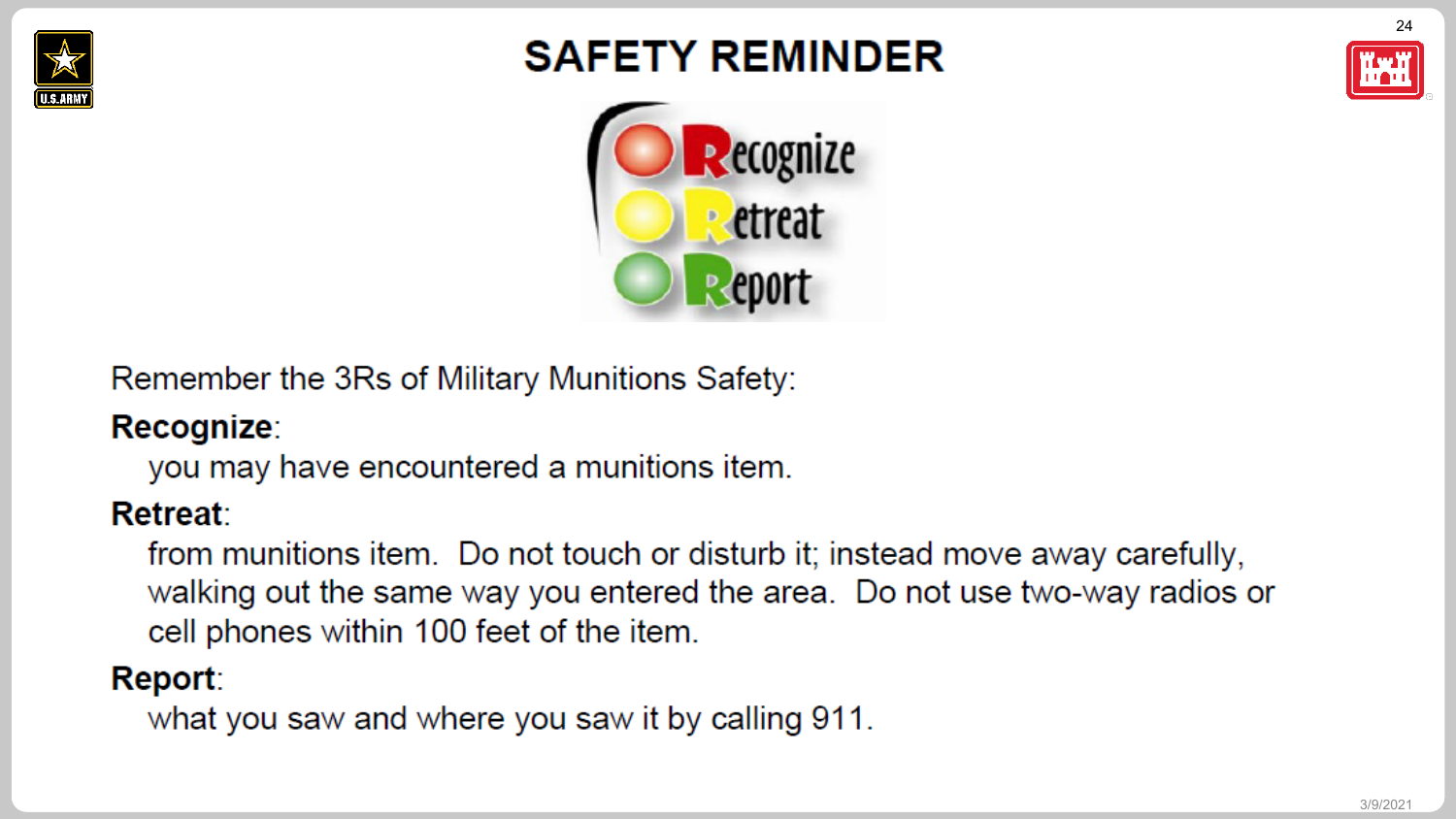# SAFETY REMINDER

Recognize
Retreat
Report

Remember the 3Rs of Military Munitions Safety:

**Recognize**:

you may have encountered a munitions item.

**Retreat**:

from munitions item. Do not touch or disturb it; instead move away carefully, walking out the same way you entered the area. Do not use two-way radios or cell phones within 100 feet of the item.

**Report**:

what you saw and where you saw it by calling 911.